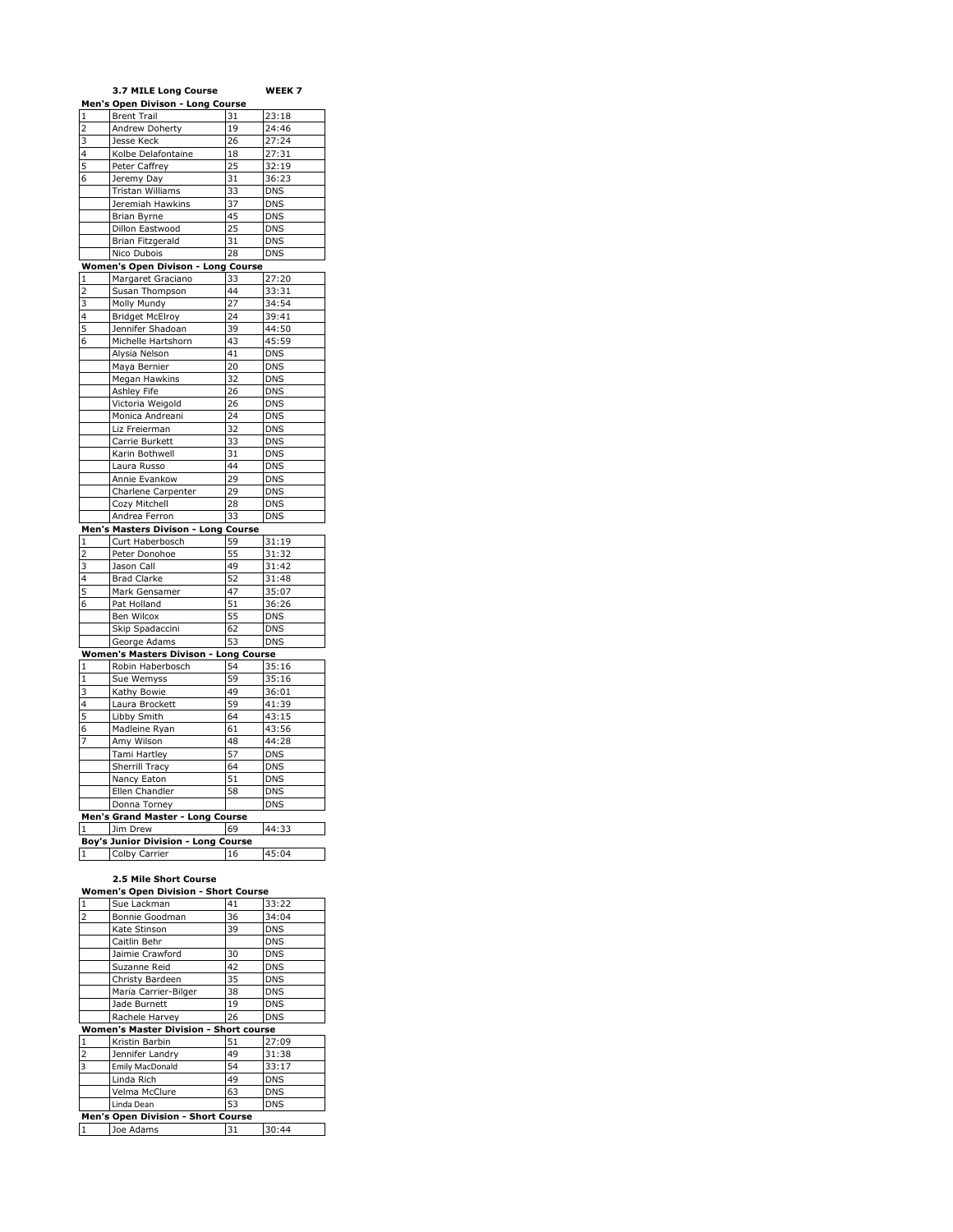**3.7 MILE Long Course** **WEEK 7**

**Men's Open Divison - Long Course**

| | | | |
|---|---|---|---|
| 1 | Brent Trail | 31 | 23:18 |
| 2 | Andrew Doherty | 19 | 24:46 |
| 3 | Jesse Keck | 26 | 27:24 |
| 4 | Kolbe Delafontaine | 18 | 27:31 |
| 5 | Peter Caffrey | 25 | 32:19 |
| 6 | Jeremy Day | 31 | 36:23 |
| | Tristan Williams | 33 | DNS |
| | Jeremiah Hawkins | 37 | DNS |
| | Brian Byrne | 45 | DNS |
| | Dillon Eastwood | 25 | DNS |
| | Brian Fitzgerald | 31 | DNS |
| | Nico Dubois | 28 | DNS |

**Women's Open Divison - Long Course**

| | | | |
|---|---|---|---|
| 1 | Margaret Graciano | 33 | 27:20 |
| 2 | Susan Thompson | 44 | 33:31 |
| 3 | Molly Mundy | 27 | 34:54 |
| 4 | Bridget McElroy | 24 | 39:41 |
| 5 | Jennifer Shadoan | 39 | 44:50 |
| 6 | Michelle Hartshorn | 43 | 45:59 |
| | Alysia Nelson | 41 | DNS |
| | Maya Bernier | 20 | DNS |
| | Megan Hawkins | 32 | DNS |
| | Ashley Fife | 26 | DNS |
| | Victoria Weigold | 26 | DNS |
| | Monica Andreani | 24 | DNS |
| | Liz Freierman | 32 | DNS |
| | Carrie Burkett | 33 | DNS |
| | Karin Bothwell | 31 | DNS |
| | Laura Russo | 44 | DNS |
| | Annie Evankow | 29 | DNS |
| | Charlene Carpenter | 29 | DNS |
| | Cozy Mitchell | 28 | DNS |
| | Andrea Ferron | 33 | DNS |

**Men's Masters Divison - Long Course**

| | | | |
|---|---|---|---|
| 1 | Curt Haberbosch | 59 | 31:19 |
| 2 | Peter Donohoe | 55 | 31:32 |
| 3 | Jason Call | 49 | 31:42 |
| 4 | Brad Clarke | 52 | 31:48 |
| 5 | Mark Gensamer | 47 | 35:07 |
| 6 | Pat Holland | 51 | 36:26 |
| | Ben Wilcox | 55 | DNS |
| | Skip Spadaccini | 62 | DNS |
| | George Adams | 53 | DNS |

**Women's Masters Divison - Long Course**

| | | | |
|---|---|---|---|
| 1 | Robin Haberbosch | 54 | 35:16 |
| 1 | Sue Wemyss | 59 | 35:16 |
| 3 | Kathy Bowie | 49 | 36:01 |
| 4 | Laura Brockett | 59 | 41:39 |
| 5 | Libby Smith | 64 | 43:15 |
| 6 | Madleine Ryan | 61 | 43:56 |
| 7 | Amy Wilson | 48 | 44:28 |
| | Tami Hartley | 57 | DNS |
| | Sherrill Tracy | 64 | DNS |
| | Nancy Eaton | 51 | DNS |
| | Ellen Chandler | 58 | DNS |
| | Donna Torney | | DNS |

**Men's Grand Master - Long Course**

| | | | |
|---|---|---|---|
| 1 | Jim Drew | 69 | 44:33 |

**Boy's Junior Division - Long Course**

| | | | |
|---|---|---|---|
| 1 | Colby Carrier | 16 | 45:04 |

**2.5 Mile Short Course**

**Women's Open Division - Short Course**

| | | | |
|---|---|---|---|
| 1 | Sue Lackman | 41 | 33:22 |
| 2 | Bonnie Goodman | 36 | 34:04 |
| | Kate Stinson | 39 | DNS |
| | Caitlin Behr | | DNS |
| | Jaimie Crawford | 30 | DNS |
| | Suzanne Reid | 42 | DNS |
| | Christy Bardeen | 35 | DNS |
| | Maria Carrier-Bilger | 38 | DNS |
| | Jade Burnett | 19 | DNS |
| | Rachele Harvey | 26 | DNS |

**Women's Master Division - Short course**

| | | | |
|---|---|---|---|
| 1 | Kristin Barbin | 51 | 27:09 |
| 2 | Jennifer Landry | 49 | 31:38 |
| 3 | Emily MacDonald | 54 | 33:17 |
| | Linda Rich | 49 | DNS |
| | Velma McClure | 63 | DNS |
| | Linda Dean | 53 | DNS |

**Men's Open Division - Short Course**

| | | | |
|---|---|---|---|
| 1 | Joe Adams | 31 | 30:44 |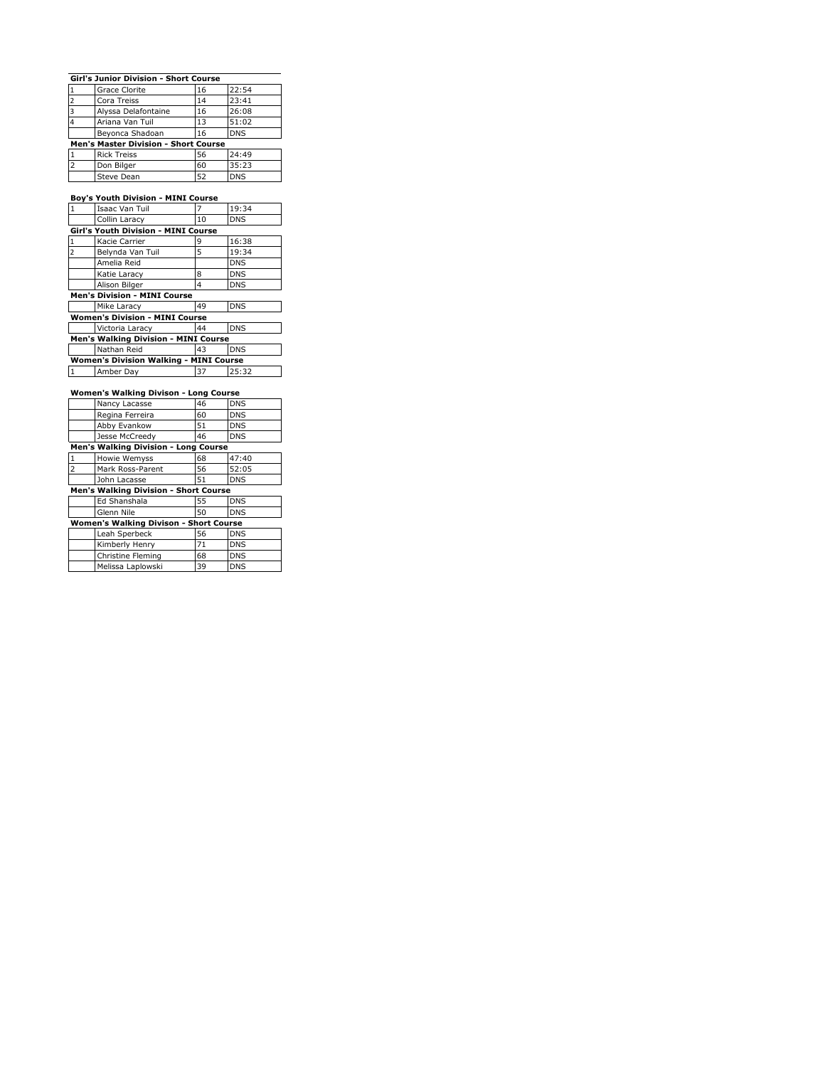**Girl's Junior Division - Short Course**

| | | | |
|---|---|---|---|
| 1 | Grace Clorite | 16 | 22:54 |
| 2 | Cora Treiss | 14 | 23:41 |
| 3 | Alyssa Delafontaine | 16 | 26:08 |
| 4 | Ariana Van Tuil | 13 | 51:02 |
| | Beyonca Shadoan | 16 | DNS |

**Men's Master Division - Short Course**

| | | | |
|---|---|---|---|
| 1 | Rick Treiss | 56 | 24:49 |
| 2 | Don Bilger | 60 | 35:23 |
| | Steve Dean | 52 | DNS |

**Boy's Youth Division - MINI Course**

| | | | |
|---|---|---|---|
| 1 | Isaac Van Tuil | 7 | 19:34 |
| | Collin Laracy | 10 | DNS |

**Girl's Youth Division - MINI Course**

| | | | |
|---|---|---|---|
| 1 | Kacie Carrier | 9 | 16:38 |
| 2 | Belynda Van Tuil | 5 | 19:34 |
| | Amelia Reid | | DNS |
| | Katie Laracy | 8 | DNS |
| | Alison Bilger | 4 | DNS |

**Men's Division - MINI Course**

| | | | |
|---|---|---|---|
| | Mike Laracy | 49 | DNS |

**Women's Division - MINI Course**

| | | | |
|---|---|---|---|
| | Victoria Laracy | 44 | DNS |

**Men's Walking Division - MINI Course**

| | | | |
|---|---|---|---|
| | Nathan Reid | 43 | DNS |

**Women's Division Walking - MINI Course**

| | | | |
|---|---|---|---|
| 1 | Amber Day | 37 | 25:32 |

**Women's Walking Divison - Long Course**

| | | | |
|---|---|---|---|
| | Nancy Lacasse | 46 | DNS |
| | Regina Ferreira | 60 | DNS |
| | Abby Evankow | 51 | DNS |
| | Jesse McCreedy | 46 | DNS |

**Men's Walking Division - Long Course**

| | | | |
|---|---|---|---|
| 1 | Howie Wemyss | 68 | 47:40 |
| 2 | Mark Ross-Parent | 56 | 52:05 |
| | John Lacasse | 51 | DNS |

**Men's Walking Division - Short Course**

| | | | |
|---|---|---|---|
| | Ed Shanshala | 55 | DNS |
| | Glenn Nile | 50 | DNS |

**Women's Walking Divison - Short Course**

| | | | |
|---|---|---|---|
| | Leah Sperbeck | 56 | DNS |
| | Kimberly Henry | 71 | DNS |
| | Christine Fleming | 68 | DNS |
| | Melissa Laplowski | 39 | DNS |